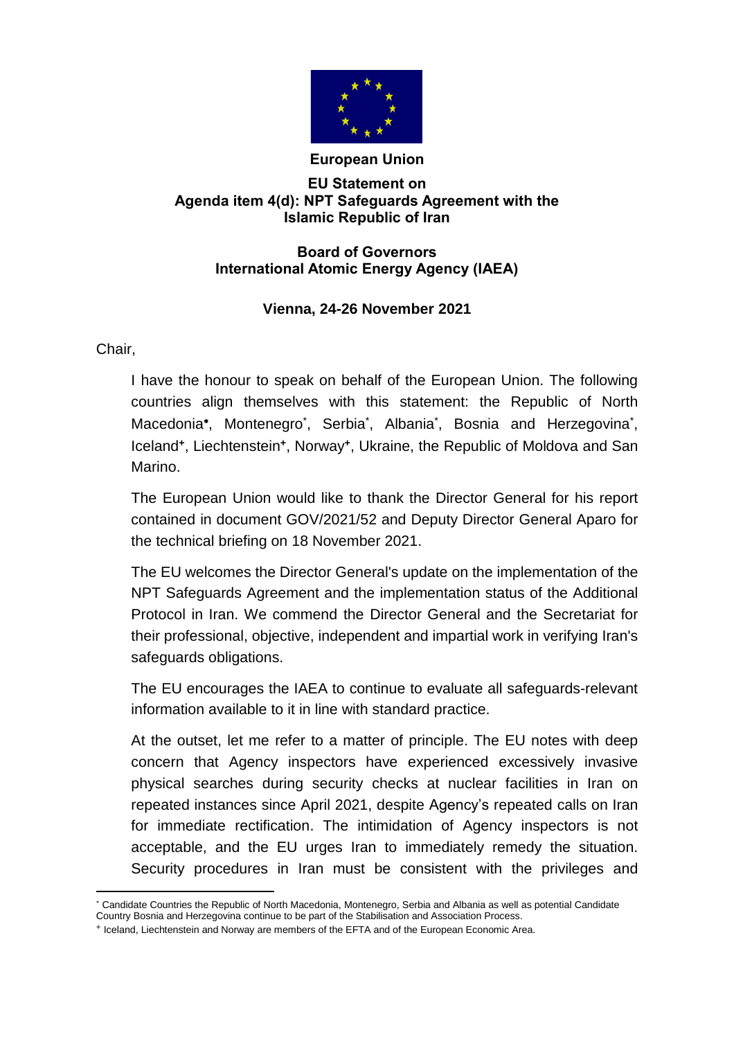**European Union**

**EU Statement on Agenda item 4(d): NPT Safeguards Agreement with the Islamic Republic of Iran**

**Board of Governors International Atomic Energy Agency (IAEA)**

**Vienna, 24-26 November 2021**

Chair,

I have the honour to speak on behalf of the European Union. The following countries align themselves with this statement: the Republic of North Macedonia*, Montenegro*, Serbia*, Albania*, Bosnia and Herzegovina*, Iceland+, Liechtenstein+, Norway+, Ukraine, the Republic of Moldova and San Marino.

The European Union would like to thank the Director General for his report contained in document GOV/2021/52 and Deputy Director General Aparo for the technical briefing on 18 November 2021.

The EU welcomes the Director General's update on the implementation of the NPT Safeguards Agreement and the implementation status of the Additional Protocol in Iran. We commend the Director General and the Secretariat for their professional, objective, independent and impartial work in verifying Iran's safeguards obligations.

The EU encourages the IAEA to continue to evaluate all safeguards-relevant information available to it in line with standard practice.

At the outset, let me refer to a matter of principle. The EU notes with deep concern that Agency inspectors have experienced excessively invasive physical searches during security checks at nuclear facilities in Iran on repeated instances since April 2021, despite Agency's repeated calls on Iran for immediate rectification. The intimidation of Agency inspectors is not acceptable, and the EU urges Iran to immediately remedy the situation. Security procedures in Iran must be consistent with the privileges and

---

* Candidate Countries the Republic of North Macedonia, Montenegro, Serbia and Albania as well as potential Candidate Country Bosnia and Herzegovina continue to be part of the Stabilisation and Association Process.

+ Iceland, Liechtenstein and Norway are members of the EFTA and of the European Economic Area.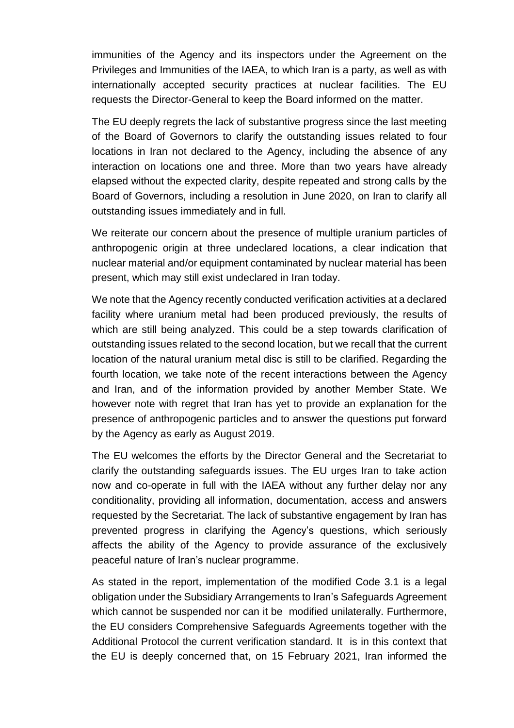immunities of the Agency and its inspectors under the Agreement on the Privileges and Immunities of the IAEA, to which Iran is a party, as well as with internationally accepted security practices at nuclear facilities. The EU requests the Director-General to keep the Board informed on the matter.

The EU deeply regrets the lack of substantive progress since the last meeting of the Board of Governors to clarify the outstanding issues related to four locations in Iran not declared to the Agency, including the absence of any interaction on locations one and three. More than two years have already elapsed without the expected clarity, despite repeated and strong calls by the Board of Governors, including a resolution in June 2020, on Iran to clarify all outstanding issues immediately and in full.

We reiterate our concern about the presence of multiple uranium particles of anthropogenic origin at three undeclared locations, a clear indication that nuclear material and/or equipment contaminated by nuclear material has been present, which may still exist undeclared in Iran today.

We note that the Agency recently conducted verification activities at a declared facility where uranium metal had been produced previously, the results of which are still being analyzed. This could be a step towards clarification of outstanding issues related to the second location, but we recall that the current location of the natural uranium metal disc is still to be clarified. Regarding the fourth location, we take note of the recent interactions between the Agency and Iran, and of the information provided by another Member State. We however note with regret that Iran has yet to provide an explanation for the presence of anthropogenic particles and to answer the questions put forward by the Agency as early as August 2019.

The EU welcomes the efforts by the Director General and the Secretariat to clarify the outstanding safeguards issues. The EU urges Iran to take action now and co-operate in full with the IAEA without any further delay nor any conditionality, providing all information, documentation, access and answers requested by the Secretariat. The lack of substantive engagement by Iran has prevented progress in clarifying the Agency's questions, which seriously affects the ability of the Agency to provide assurance of the exclusively peaceful nature of Iran's nuclear programme.

As stated in the report, implementation of the modified Code 3.1 is a legal obligation under the Subsidiary Arrangements to Iran's Safeguards Agreement which cannot be suspended nor can it be modified unilaterally. Furthermore, the EU considers Comprehensive Safeguards Agreements together with the Additional Protocol the current verification standard. It is in this context that the EU is deeply concerned that, on 15 February 2021, Iran informed the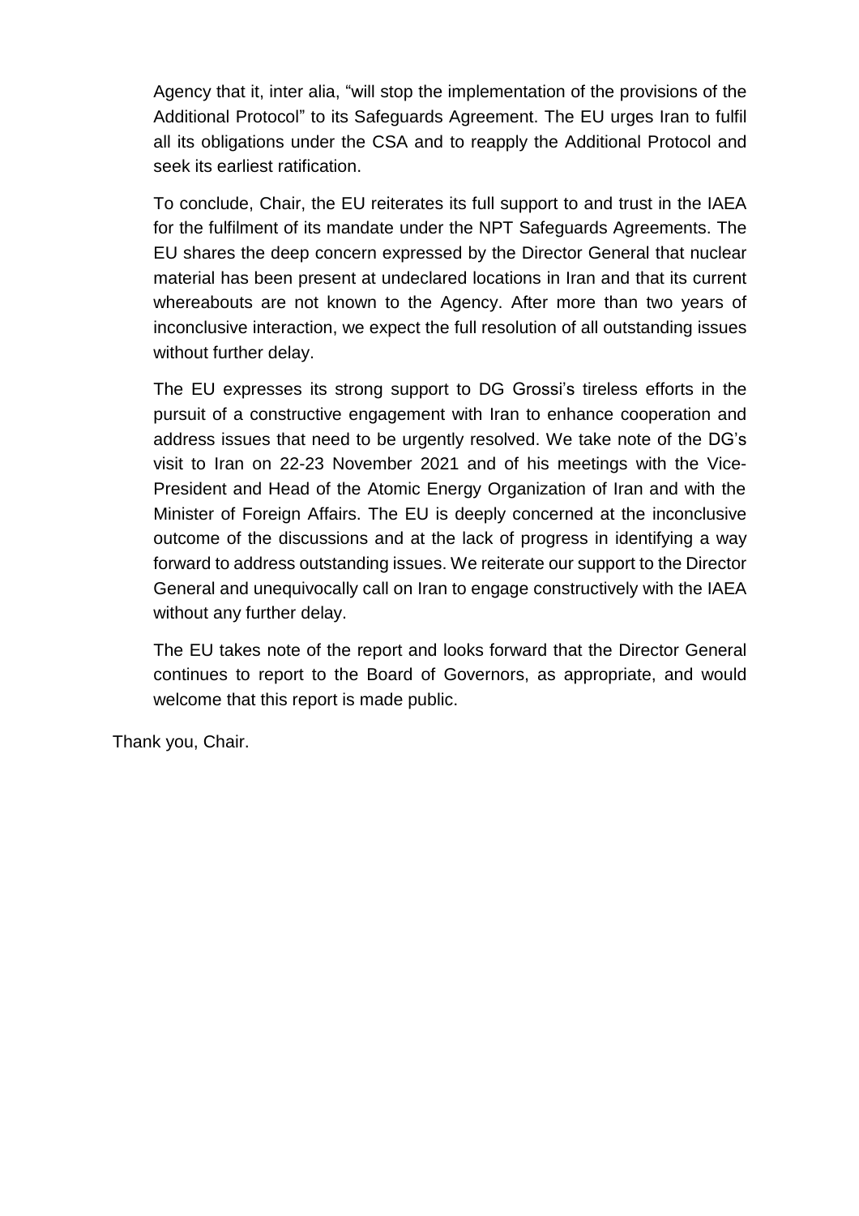Agency that it, inter alia, “will stop the implementation of the provisions of the Additional Protocol” to its Safeguards Agreement. The EU urges Iran to fulfil all its obligations under the CSA and to reapply the Additional Protocol and seek its earliest ratification.

To conclude, Chair, the EU reiterates its full support to and trust in the IAEA for the fulfilment of its mandate under the NPT Safeguards Agreements. The EU shares the deep concern expressed by the Director General that nuclear material has been present at undeclared locations in Iran and that its current whereabouts are not known to the Agency. After more than two years of inconclusive interaction, we expect the full resolution of all outstanding issues without further delay.

The EU expresses its strong support to DG Grossi’s tireless efforts in the pursuit of a constructive engagement with Iran to enhance cooperation and address issues that need to be urgently resolved. We take note of the DG’s visit to Iran on 22-23 November 2021 and of his meetings with the Vice-President and Head of the Atomic Energy Organization of Iran and with the Minister of Foreign Affairs. The EU is deeply concerned at the inconclusive outcome of the discussions and at the lack of progress in identifying a way forward to address outstanding issues. We reiterate our support to the Director General and unequivocally call on Iran to engage constructively with the IAEA without any further delay.

The EU takes note of the report and looks forward that the Director General continues to report to the Board of Governors, as appropriate, and would welcome that this report is made public.

Thank you, Chair.